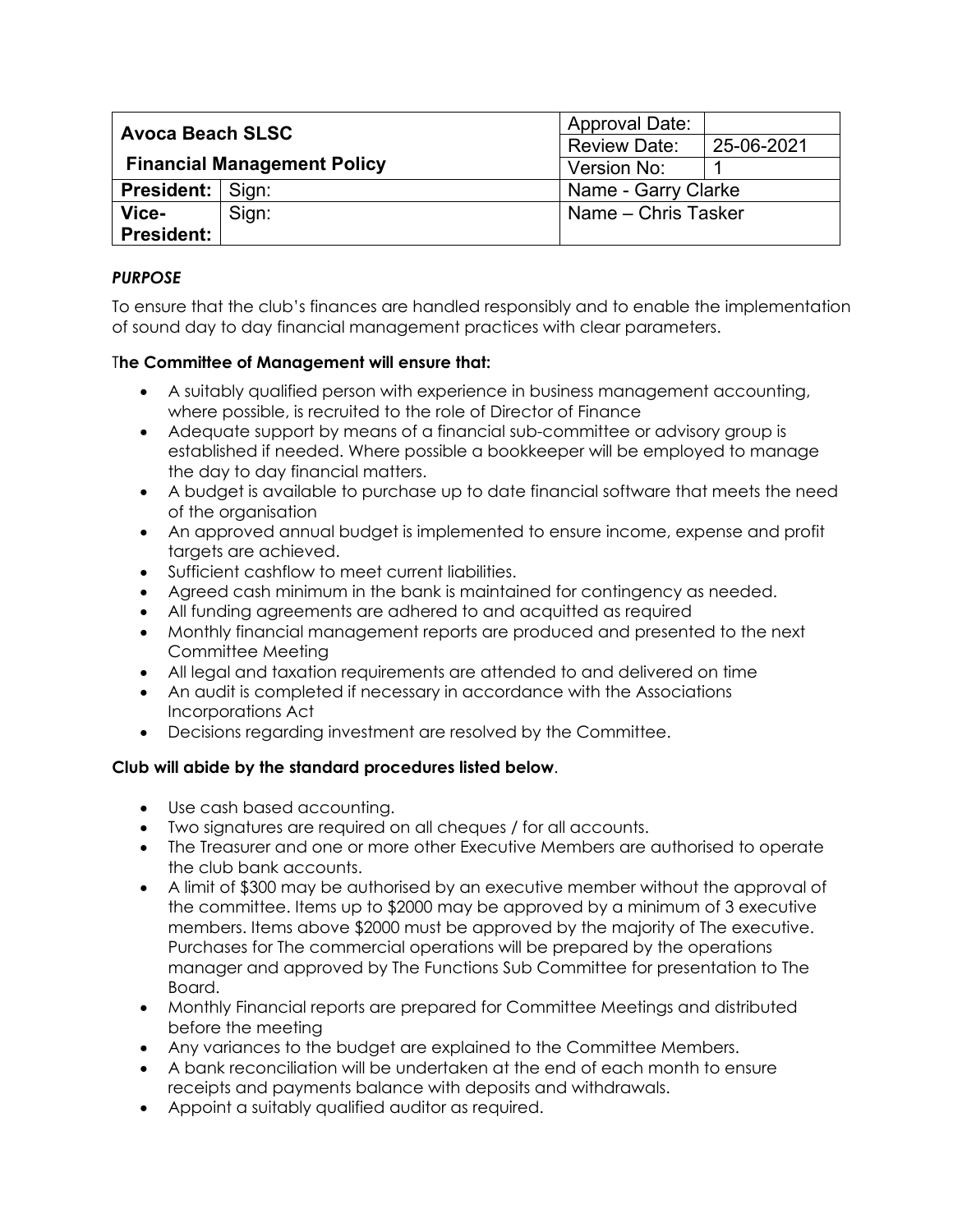| Avoca Beach SLSC<br>Financial Management Policy | | Approval Date: | |
|---|---|---|---|
| | | Review Date: | 25-06-2021 |
| | | Version No: | 1 |
| **President:** | Sign: | Name - Garry Clarke | |
| **Vice-President:** | Sign: | Name – Chris Tasker | |

***PURPOSE***

To ensure that the club's finances are handled responsibly and to enable the implementation of sound day to day financial management practices with clear parameters.

T**he Committee of Management will ensure that:**

- A suitably qualified person with experience in business management accounting, where possible, is recruited to the role of Director of Finance
- Adequate support by means of a financial sub-committee or advisory group is established if needed. Where possible a bookkeeper will be employed to manage the day to day financial matters.
- A budget is available to purchase up to date financial software that meets the need of the organisation
- An approved annual budget is implemented to ensure income, expense and profit targets are achieved.
- Sufficient cashflow to meet current liabilities.
- Agreed cash minimum in the bank is maintained for contingency as needed.
- All funding agreements are adhered to and acquitted as required
- Monthly financial management reports are produced and presented to the next Committee Meeting
- All legal and taxation requirements are attended to and delivered on time
- An audit is completed if necessary in accordance with the Associations Incorporations Act
- Decisions regarding investment are resolved by the Committee.

**Club will abide by the standard procedures listed below**.

- Use cash based accounting.
- Two signatures are required on all cheques / for all accounts.
- The Treasurer and one or more other Executive Members are authorised to operate the club bank accounts.
- A limit of $300 may be authorised by an executive member without the approval of the committee. Items up to $2000 may be approved by a minimum of 3 executive members. Items above $2000 must be approved by the majority of The executive. Purchases for The commercial operations will be prepared by the operations manager and approved by The Functions Sub Committee for presentation to The Board.
- Monthly Financial reports are prepared for Committee Meetings and distributed before the meeting
- Any variances to the budget are explained to the Committee Members.
- A bank reconciliation will be undertaken at the end of each month to ensure receipts and payments balance with deposits and withdrawals.
- Appoint a suitably qualified auditor as required.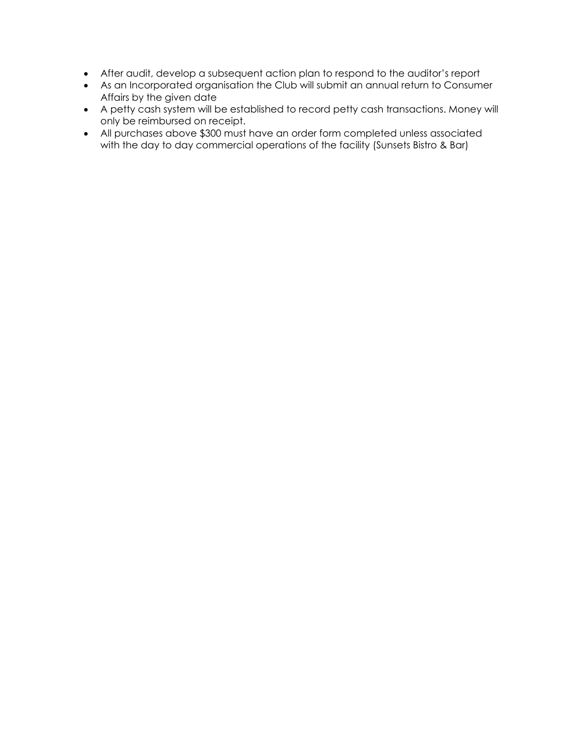- After audit, develop a subsequent action plan to respond to the auditor's report
- As an Incorporated organisation the Club will submit an annual return to Consumer Affairs by the given date
- A petty cash system will be established to record petty cash transactions. Money will only be reimbursed on receipt.
- All purchases above $300 must have an order form completed unless associated with the day to day commercial operations of the facility (Sunsets Bistro & Bar)